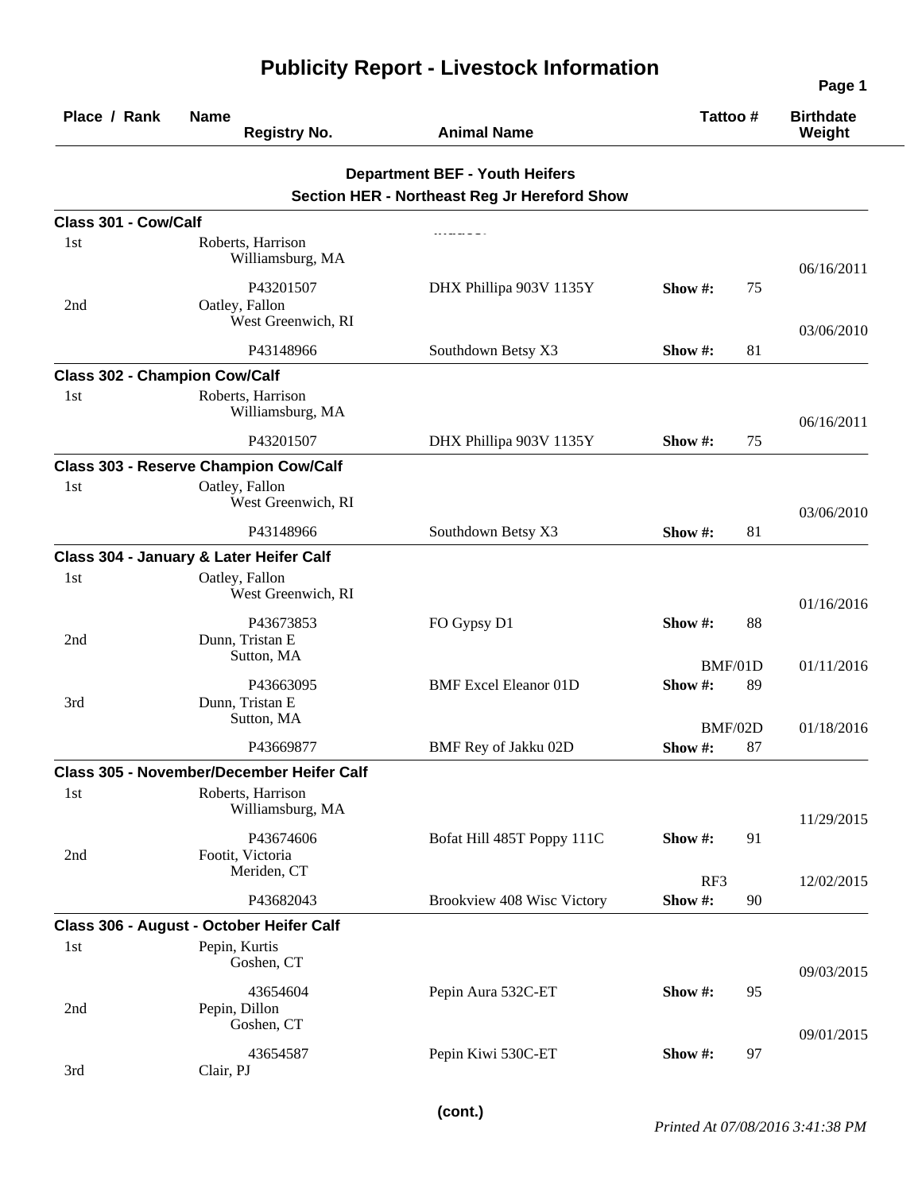# Publicity Report - Livestock Information

| Place / Rank | Name / Registry No. | Animal Name | Tattoo # | Birthdate / Weight |
|---|---|---|---|---|

## Department BEF - Youth Heifers
### Section HER - Northeast Reg Jr Hereford Show

**Class 301 - Cow/Calf**

| Place / Rank | Name / Registry No. | Animal Name | Tattoo # | Birthdate / Weight |
|---|---|---|---|---|
| 1st | Roberts, Harrison<br>Williamsburg, MA | | | 06/16/2011 |
| | P43201507 | DHX Phillipa 903V 1135Y | Show #: 75 | |
| 2nd | Oatley, Fallon<br>West Greenwich, RI | | | 03/06/2010 |
| | P43148966 | Southdown Betsy X3 | Show #: 81 | |

**Class 302 - Champion Cow/Calf**

| Place / Rank | Name / Registry No. | Animal Name | Tattoo # | Birthdate / Weight |
|---|---|---|---|---|
| 1st | Roberts, Harrison<br>Williamsburg, MA | | | 06/16/2011 |
| | P43201507 | DHX Phillipa 903V 1135Y | Show #: 75 | |

**Class 303 - Reserve Champion Cow/Calf**

| Place / Rank | Name / Registry No. | Animal Name | Tattoo # | Birthdate / Weight |
|---|---|---|---|---|
| 1st | Oatley, Fallon<br>West Greenwich, RI | | | 03/06/2010 |
| | P43148966 | Southdown Betsy X3 | Show #: 81 | |

**Class 304 - January & Later Heifer Calf**

| Place / Rank | Name / Registry No. | Animal Name | Tattoo # | Birthdate / Weight |
|---|---|---|---|---|
| 1st | Oatley, Fallon<br>West Greenwich, RI | | | 01/16/2016 |
| | P43673853 | FO Gypsy D1 | Show #: 88 | |
| 2nd | Dunn, Tristan E<br>Sutton, MA | | BMF/01D | 01/11/2016 |
| | P43663095 | BMF Excel Eleanor 01D | Show #: 89 | |
| 3rd | Dunn, Tristan E<br>Sutton, MA | | BMF/02D | 01/18/2016 |
| | P43669877 | BMF Rey of Jakku 02D | Show #: 87 | |

**Class 305 - November/December Heifer Calf**

| Place / Rank | Name / Registry No. | Animal Name | Tattoo # | Birthdate / Weight |
|---|---|---|---|---|
| 1st | Roberts, Harrison<br>Williamsburg, MA | | | 11/29/2015 |
| | P43674606 | Bofat Hill 485T Poppy 111C | Show #: 91 | |
| 2nd | Footit, Victoria<br>Meriden, CT | | RF3 | 12/02/2015 |
| | P43682043 | Brookview 408 Wisc Victory | Show #: 90 | |

**Class 306 - August - October Heifer Calf**

| Place / Rank | Name / Registry No. | Animal Name | Tattoo # | Birthdate / Weight |
|---|---|---|---|---|
| 1st | Pepin, Kurtis<br>Goshen, CT | | | 09/03/2015 |
| | 43654604 | Pepin Aura 532C-ET | Show #: 95 | |
| 2nd | Pepin, Dillon<br>Goshen, CT | | | 09/01/2015 |
| | 43654587 | Pepin Kiwi 530C-ET | Show #: 97 | |
| 3rd | Clair, PJ | | | |

(cont.)

*Printed At 07/08/2016 3:41:38 PM*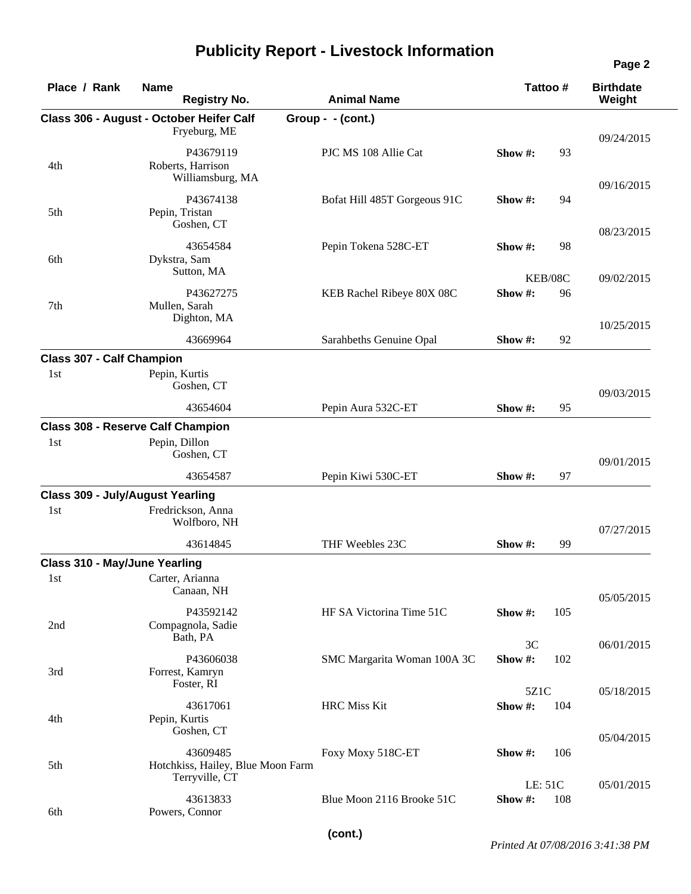# Publicity Report - Livestock Information

| Place / Rank | Name / Registry No. | Animal Name | Tattoo # | Birthdate / Weight |
|---|---|---|---|---|
| **Class 306 - August - October Heifer Calf** | | **Group - - (cont.)** | | |
| | Fryeburg, ME | | | 09/24/2015 |
| | P43679119 | PJC MS 108 Allie Cat | Show #: 93 | |
| 4th | Roberts, Harrison<br>Williamsburg, MA | | | 09/16/2015 |
| | P43674138 | Bofat Hill 485T Gorgeous 91C | Show #: 94 | |
| 5th | Pepin, Tristan<br>Goshen, CT | | | 08/23/2015 |
| | 43654584 | Pepin Tokena 528C-ET | Show #: 98 | |
| 6th | Dykstra, Sam<br>Sutton, MA | | KEB/08C | 09/02/2015 |
| | P43627275 | KEB Rachel Ribeye 80X 08C | Show #: 96 | |
| 7th | Mullen, Sarah<br>Dighton, MA | | | 10/25/2015 |
| | 43669964 | Sarahbeths Genuine Opal | Show #: 92 | |
| **Class 307 - Calf Champion** | | | | |
| 1st | Pepin, Kurtis<br>Goshen, CT | | | 09/03/2015 |
| | 43654604 | Pepin Aura 532C-ET | Show #: 95 | |
| **Class 308 - Reserve Calf Champion** | | | | |
| 1st | Pepin, Dillon<br>Goshen, CT | | | 09/01/2015 |
| | 43654587 | Pepin Kiwi 530C-ET | Show #: 97 | |
| **Class 309 - July/August Yearling** | | | | |
| 1st | Fredrickson, Anna<br>Wolfboro, NH | | | 07/27/2015 |
| | 43614845 | THF Weebles 23C | Show #: 99 | |
| **Class 310 - May/June Yearling** | | | | |
| 1st | Carter, Arianna<br>Canaan, NH | | | 05/05/2015 |
| | P43592142 | HF SA Victorina Time 51C | Show #: 105 | |
| 2nd | Compagnola, Sadie<br>Bath, PA | | 3C | 06/01/2015 |
| | P43606038 | SMC Margarita Woman 100A 3C | Show #: 102 | |
| 3rd | Forrest, Kamryn<br>Foster, RI | | 5Z1C | 05/18/2015 |
| | 43617061 | HRC Miss Kit | Show #: 104 | |
| 4th | Pepin, Kurtis<br>Goshen, CT | | | 05/04/2015 |
| | 43609485 | Foxy Moxy 518C-ET | Show #: 106 | |
| 5th | Hotchkiss, Hailey, Blue Moon Farm<br>Terryville, CT | | LE: 51C | 05/01/2015 |
| | 43613833 | Blue Moon 2116 Brooke 51C | Show #: 108 | |
| 6th | Powers, Connor | | | |

**(cont.)**

*Printed At 07/08/2016 3:41:38 PM*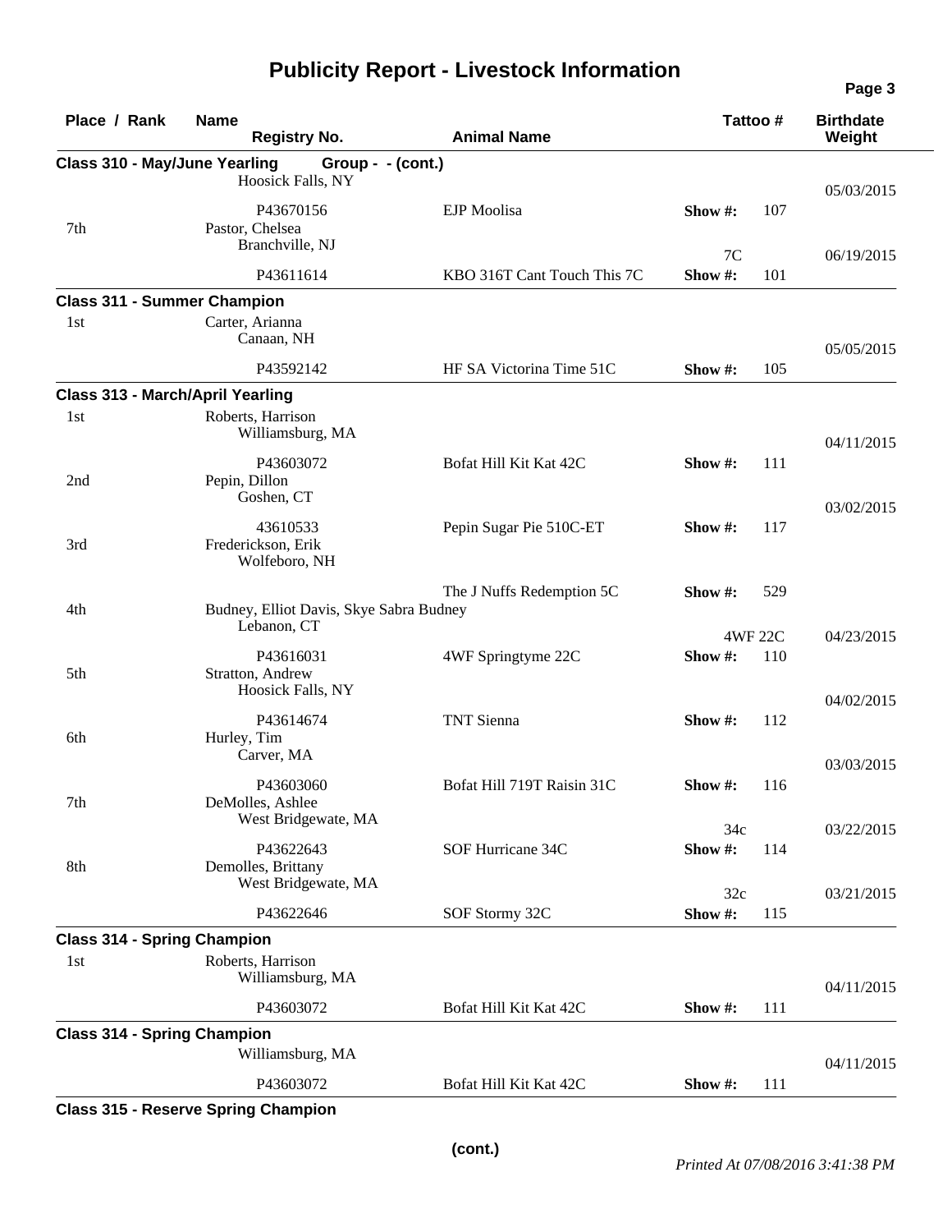# Publicity Report - Livestock Information

| Place / Rank | Name / Registry No. | Animal Name | Tattoo # | Birthdate / Weight |
|---|---|---|---|---|
| **Class 310 - May/June Yearling** | **Group - - (cont.)** | | | |
| | Hoosick Falls, NY | | | 05/03/2015 |
| | P43670156 | EJP Moolisa | Show #: 107 | |
| 7th | Pastor, Chelsea<br>Branchville, NJ | | 7C | 06/19/2015 |
| | P43611614 | KBO 316T Cant Touch This 7C | Show #: 101 | |
| **Class 311 - Summer Champion** | | | | |
| 1st | Carter, Arianna<br>Canaan, NH | | | 05/05/2015 |
| | P43592142 | HF SA Victorina Time 51C | Show #: 105 | |
| **Class 313 - March/April Yearling** | | | | |
| 1st | Roberts, Harrison<br>Williamsburg, MA | | | 04/11/2015 |
| | P43603072 | Bofat Hill Kit Kat 42C | Show #: 111 | |
| 2nd | Pepin, Dillon<br>Goshen, CT | | | 03/02/2015 |
| | 43610533 | Pepin Sugar Pie 510C-ET | Show #: 117 | |
| 3rd | Frederickson, Erik<br>Wolfeboro, NH | | | |
| | | The J Nuffs Redemption 5C | Show #: 529 | |
| 4th | Budney, Elliot Davis, Skye Sabra Budney<br>Lebanon, CT | | 4WF 22C | 04/23/2015 |
| | P43616031 | 4WF Springtyme 22C | Show #: 110 | |
| 5th | Stratton, Andrew<br>Hoosick Falls, NY | | | 04/02/2015 |
| | P43614674 | TNT Sienna | Show #: 112 | |
| 6th | Hurley, Tim<br>Carver, MA | | | 03/03/2015 |
| | P43603060 | Bofat Hill 719T Raisin 31C | Show #: 116 | |
| 7th | DeMolles, Ashlee<br>West Bridgewate, MA | | 34c | 03/22/2015 |
| | P43622643 | SOF Hurricane 34C | Show #: 114 | |
| 8th | Demolles, Brittany<br>West Bridgewate, MA | | 32c | 03/21/2015 |
| | P43622646 | SOF Stormy 32C | Show #: 115 | |
| **Class 314 - Spring Champion** | | | | |
| 1st | Roberts, Harrison<br>Williamsburg, MA | | | 04/11/2015 |
| | P43603072 | Bofat Hill Kit Kat 42C | Show #: 111 | |
| **Class 314 - Spring Champion** | | | | |
| | Williamsburg, MA | | | 04/11/2015 |
| | P43603072 | Bofat Hill Kit Kat 42C | Show #: 111 | |
| **Class 315 - Reserve Spring Champion** | | | | |

(cont.)

*Printed At 07/08/2016 3:41:38 PM*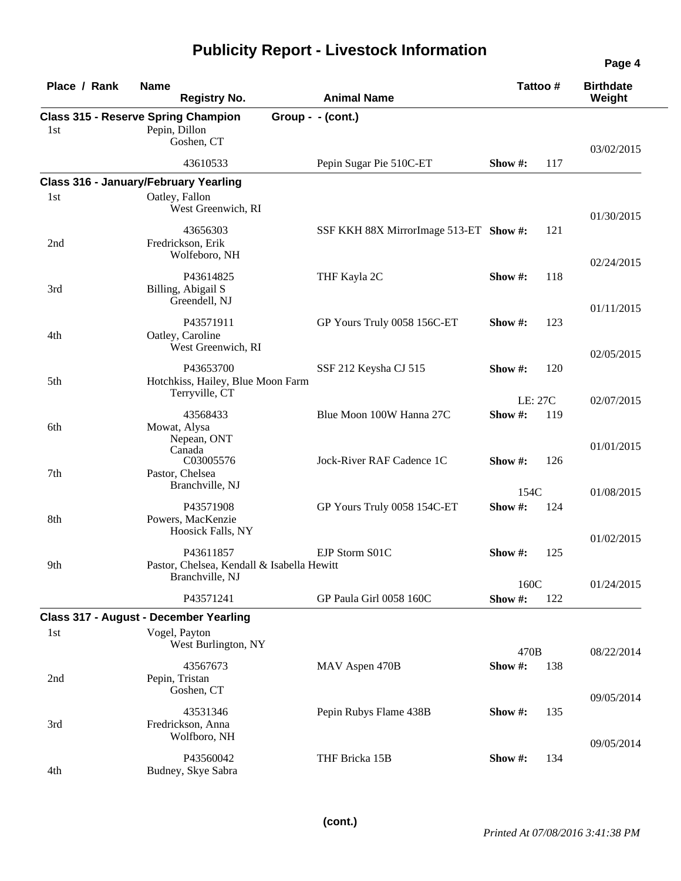# Publicity Report - Livestock Information

| Place / Rank | Name / Registry No. | Animal Name | Tattoo # | Birthdate / Weight |
|---|---|---|---|---|
| **Class 315 - Reserve Spring Champion Group - - (cont.)** | | | | |
| 1st | Pepin, Dillon<br>Goshen, CT<br>43610533 | Pepin Sugar Pie 510C-ET | Show #: 117 | 03/02/2015 |
| **Class 316 - January/February Yearling** | | | | |
| 1st | Oatley, Fallon<br>West Greenwich, RI<br>43656303 | SSF KKH 88X MirrorImage 513-ET | Show #: 121 | 01/30/2015 |
| 2nd | Fredrickson, Erik<br>Wolfeboro, NH<br>P43614825 | THF Kayla 2C | Show #: 118 | 02/24/2015 |
| 3rd | Billing, Abigail S<br>Greendell, NJ<br>P43571911 | GP Yours Truly 0058 156C-ET | Show #: 123 | 01/11/2015 |
| 4th | Oatley, Caroline<br>West Greenwich, RI<br>P43653700 | SSF 212 Keysha CJ 515 | Show #: 120 | 02/05/2015 |
| 5th | Hotchkiss, Hailey, Blue Moon Farm<br>Terryville, CT<br>43568433 | Blue Moon 100W Hanna 27C | LE: 27C<br>Show #: 119 | 02/07/2015 |
| 6th | Mowat, Alysa<br>Nepean, ONT<br>Canada<br>C03005576 | Jock-River RAF Cadence 1C | Show #: 126 | 01/01/2015 |
| 7th | Pastor, Chelsea<br>Branchville, NJ<br>P43571908 | GP Yours Truly 0058 154C-ET | 154C<br>Show #: 124 | 01/08/2015 |
| 8th | Powers, MacKenzie<br>Hoosick Falls, NY<br>P43611857 | EJP Storm S01C | Show #: 125 | 01/02/2015 |
| 9th | Pastor, Chelsea, Kendall & Isabella Hewitt<br>Branchville, NJ<br>P43571241 | GP Paula Girl 0058 160C | 160C<br>Show #: 122 | 01/24/2015 |
| **Class 317 - August - December Yearling** | | | | |
| 1st | Vogel, Payton<br>West Burlington, NY<br>43567673 | MAV Aspen 470B | 470B<br>Show #: 138 | 08/22/2014 |
| 2nd | Pepin, Tristan<br>Goshen, CT<br>43531346 | Pepin Rubys Flame 438B | Show #: 135 | 09/05/2014 |
| 3rd | Fredrickson, Anna<br>Wolfboro, NH<br>P43560042 | THF Bricka 15B | Show #: 134 | 09/05/2014 |
| 4th | Budney, Skye Sabra | | | |

(cont.)

*Printed At 07/08/2016 3:41:38 PM*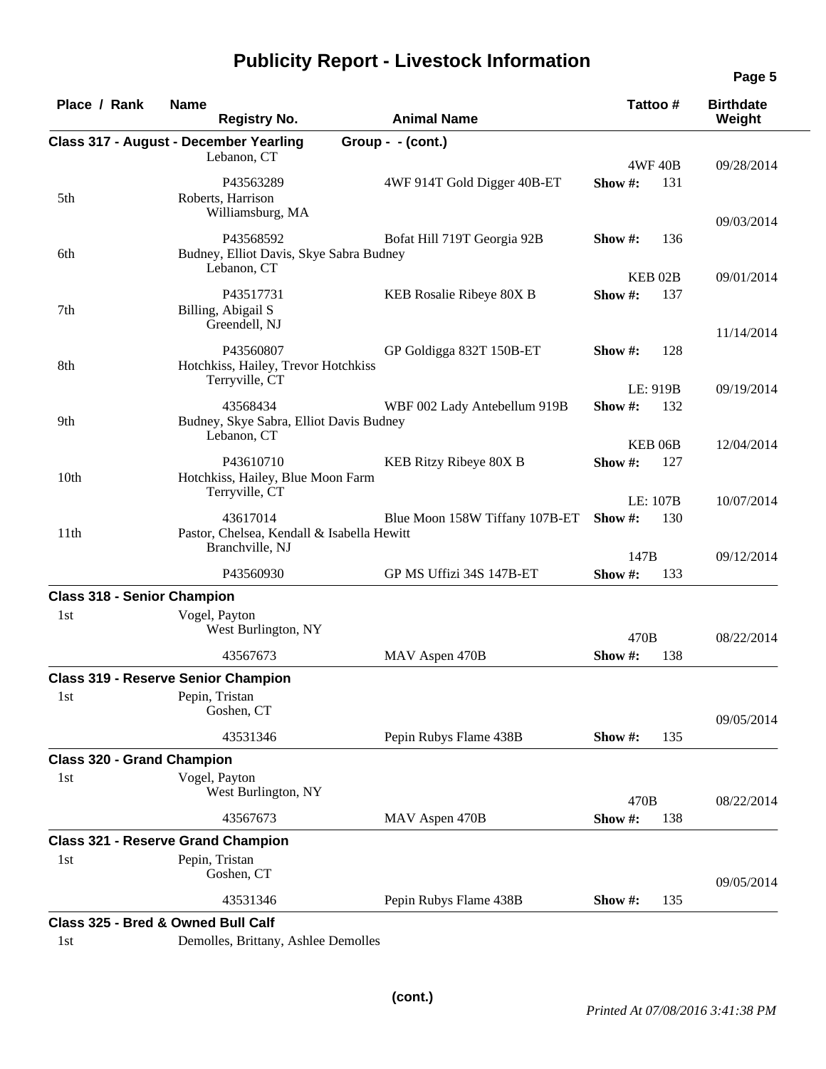# Publicity Report - Livestock Information

| Place / Rank | Name / Registry No. | Animal Name | Tattoo # | Birthdate / Weight |
|---|---|---|---|---|
| **Class 317 - August - December Yearling** | | **Group - - (cont.)** | | |
| | Lebanon, CT | | 4WF 40B | 09/28/2014 |
| | P43563289 | 4WF 914T Gold Digger 40B-ET | **Show #:** 131 | |
| 5th | Roberts, Harrison<br>Williamsburg, MA | | | 09/03/2014 |
| | P43568592 | Bofat Hill 719T Georgia 92B | **Show #:** 136 | |
| 6th | Budney, Elliot Davis, Skye Sabra Budney<br>Lebanon, CT | | KEB 02B | 09/01/2014 |
| | P43517731 | KEB Rosalie Ribeye 80X B | **Show #:** 137 | |
| 7th | Billing, Abigail S<br>Greendell, NJ | | | 11/14/2014 |
| | P43560807 | GP Goldigga 832T 150B-ET | **Show #:** 128 | |
| 8th | Hotchkiss, Hailey, Trevor Hotchkiss<br>Terryville, CT | | LE: 919B | 09/19/2014 |
| | 43568434 | WBF 002 Lady Antebellum 919B | **Show #:** 132 | |
| 9th | Budney, Skye Sabra, Elliot Davis Budney<br>Lebanon, CT | | KEB 06B | 12/04/2014 |
| | P43610710 | KEB Ritzy Ribeye 80X B | **Show #:** 127 | |
| 10th | Hotchkiss, Hailey, Blue Moon Farm<br>Terryville, CT | | LE: 107B | 10/07/2014 |
| | 43617014 | Blue Moon 158W Tiffany 107B-ET | **Show #:** 130 | |
| 11th | Pastor, Chelsea, Kendall & Isabella Hewitt<br>Branchville, NJ | | 147B | 09/12/2014 |
| | P43560930 | GP MS Uffizi 34S 147B-ET | **Show #:** 133 | |
| **Class 318 - Senior Champion** | | | | |
| 1st | Vogel, Payton<br>West Burlington, NY | | 470B | 08/22/2014 |
| | 43567673 | MAV Aspen 470B | **Show #:** 138 | |
| **Class 319 - Reserve Senior Champion** | | | | |
| 1st | Pepin, Tristan<br>Goshen, CT | | | 09/05/2014 |
| | 43531346 | Pepin Rubys Flame 438B | **Show #:** 135 | |
| **Class 320 - Grand Champion** | | | | |
| 1st | Vogel, Payton<br>West Burlington, NY | | 470B | 08/22/2014 |
| | 43567673 | MAV Aspen 470B | **Show #:** 138 | |
| **Class 321 - Reserve Grand Champion** | | | | |
| 1st | Pepin, Tristan<br>Goshen, CT | | | 09/05/2014 |
| | 43531346 | Pepin Rubys Flame 438B | **Show #:** 135 | |
| **Class 325 - Bred & Owned Bull Calf** | | | | |
| 1st | Demolles, Brittany, Ashlee Demolles | | | |

**(cont.)**

*Printed At 07/08/2016 3:41:38 PM*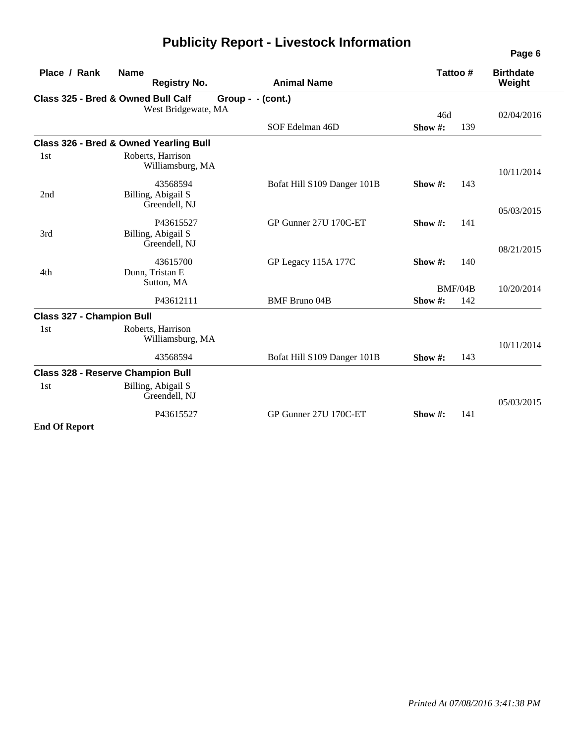# Publicity Report - Livestock Information

| Place / Rank | Name / Registry No. | Animal Name | Tattoo # | Birthdate / Weight |
|---|---|---|---|---|
| **Class 325 - Bred & Owned Bull Calf** | **Group - - (cont.)** | | | |
| | West Bridgewate, MA | | 46d | 02/04/2016 |
| | | SOF Edelman 46D | **Show #:** 139 | |
| **Class 326 - Bred & Owned Yearling Bull** | | | | |
| 1st | Roberts, Harrison<br>Williamsburg, MA | | | 10/11/2014 |
| | 43568594 | Bofat Hill S109 Danger 101B | **Show #:** 143 | |
| 2nd | Billing, Abigail S<br>Greendell, NJ | | | 05/03/2015 |
| | P43615527 | GP Gunner 27U 170C-ET | **Show #:** 141 | |
| 3rd | Billing, Abigail S<br>Greendell, NJ | | | 08/21/2015 |
| | 43615700 | GP Legacy 115A 177C | **Show #:** 140 | |
| 4th | Dunn, Tristan E<br>Sutton, MA | | BMF/04B | 10/20/2014 |
| | P43612111 | BMF Bruno 04B | **Show #:** 142 | |
| **Class 327 - Champion Bull** | | | | |
| 1st | Roberts, Harrison<br>Williamsburg, MA | | | 10/11/2014 |
| | 43568594 | Bofat Hill S109 Danger 101B | **Show #:** 143 | |
| **Class 328 - Reserve Champion Bull** | | | | |
| 1st | Billing, Abigail S<br>Greendell, NJ | | | 05/03/2015 |
| | P43615527 | GP Gunner 27U 170C-ET | **Show #:** 141 | |

**End Of Report**

*Printed At 07/08/2016 3:41:38 PM*